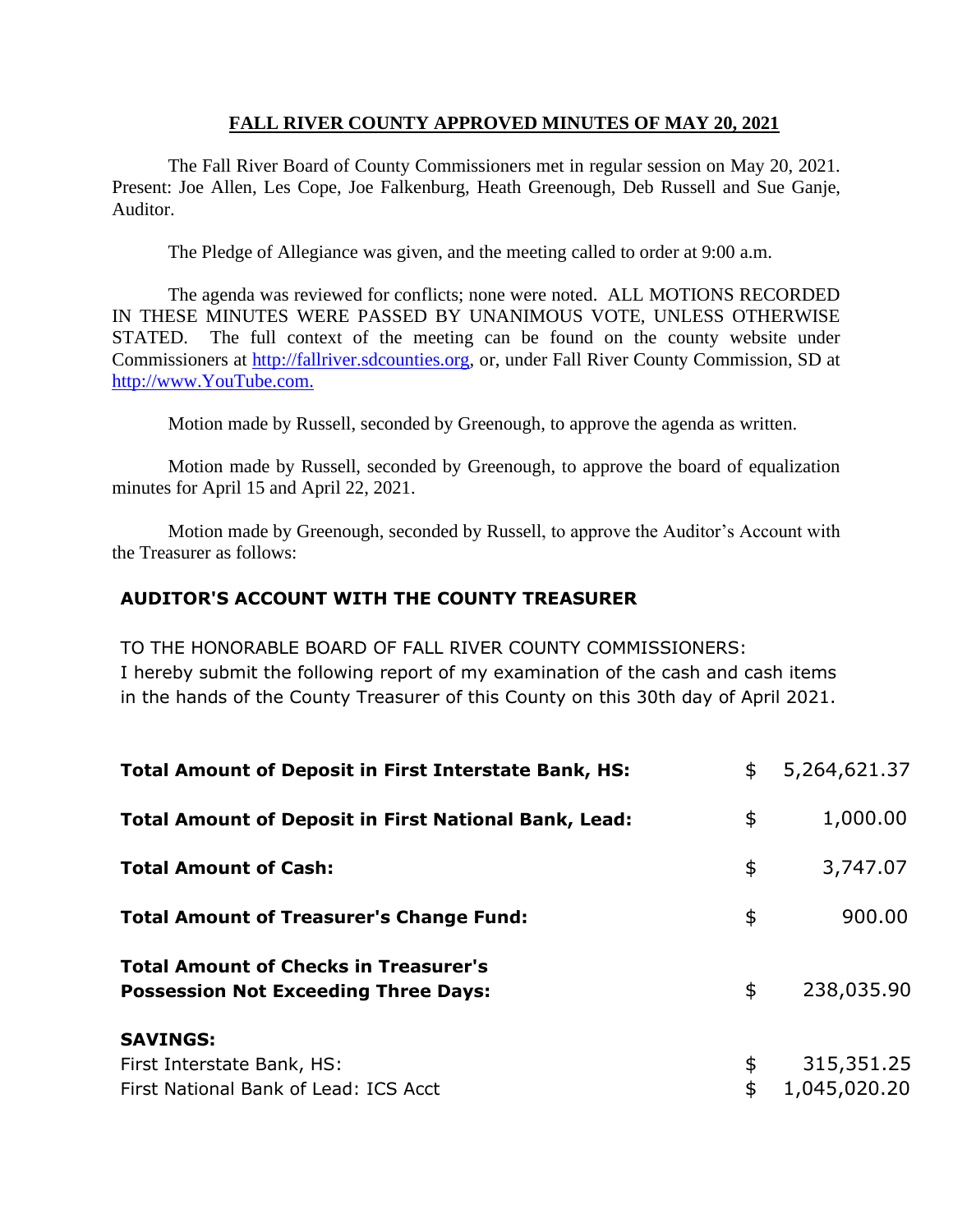# FALL RIVER COUNTY APPROVED MINUTES OF MAY 20, 2021

The Fall River Board of County Commissioners met in regular session on May 20, 2021. Present: Joe Allen, Les Cope, Joe Falkenburg, Heath Greenough, Deb Russell and Sue Ganje, Auditor.

The Pledge of Allegiance was given, and the meeting called to order at 9:00 a.m.

The agenda was reviewed for conflicts; none were noted. ALL MOTIONS RECORDED IN THESE MINUTES WERE PASSED BY UNANIMOUS VOTE, UNLESS OTHERWISE STATED. The full context of the meeting can be found on the county website under Commissioners at http://fallriver.sdcounties.org, or, under Fall River County Commission, SD at http://www.YouTube.com.

Motion made by Russell, seconded by Greenough, to approve the agenda as written.

Motion made by Russell, seconded by Greenough, to approve the board of equalization minutes for April 15 and April 22, 2021.

Motion made by Greenough, seconded by Russell, to approve the Auditor's Account with the Treasurer as follows:

## AUDITOR'S ACCOUNT WITH THE COUNTY TREASURER

TO THE HONORABLE BOARD OF FALL RIVER COUNTY COMMISSIONERS:
I hereby submit the following report of my examination of the cash and cash items in the hands of the County Treasurer of this County on this 30th day of April 2021.

| | | |
|---|---|---|
| **Total Amount of Deposit in First Interstate Bank, HS:** | $ | 5,264,621.37 |
| **Total Amount of Deposit in First National Bank, Lead:** | $ | 1,000.00 |
| **Total Amount of Cash:** | $ | 3,747.07 |
| **Total Amount of Treasurer's Change Fund:** | $ | 900.00 |
| **Total Amount of Checks in Treasurer's Possession Not Exceeding Three Days:** | $ | 238,035.90 |
| **SAVINGS:** | | |
| First Interstate Bank, HS: | $ | 315,351.25 |
| First National Bank of Lead: ICS Acct | $ | 1,045,020.20 |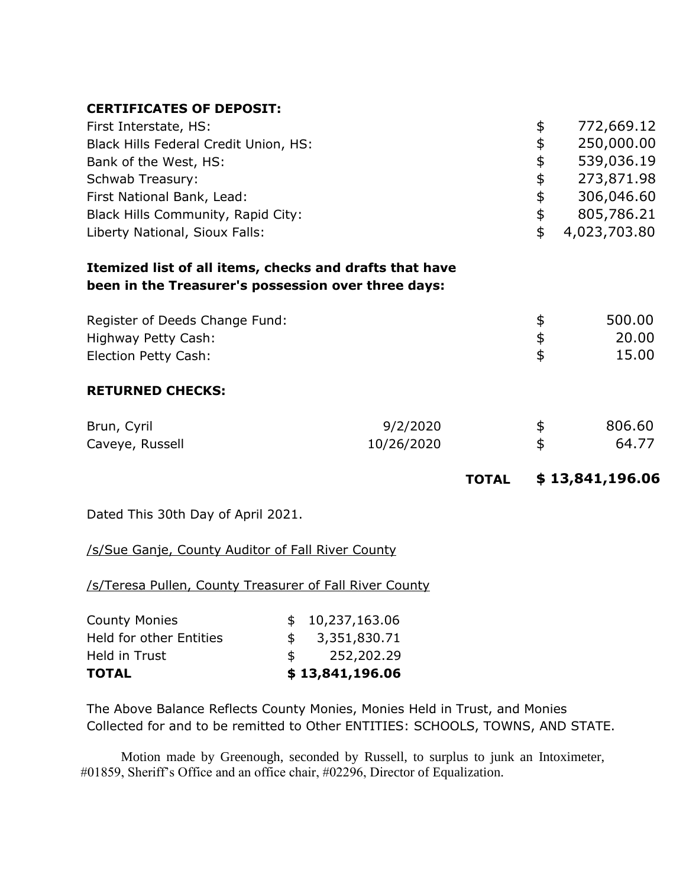**CERTIFICATES OF DEPOSIT:**

| | | |
|---|---|---|
| First Interstate, HS: | $ | 772,669.12 |
| Black Hills Federal Credit Union, HS: | $ | 250,000.00 |
| Bank of the West, HS: | $ | 539,036.19 |
| Schwab Treasury: | $ | 273,871.98 |
| First National Bank, Lead: | $ | 306,046.60 |
| Black Hills Community, Rapid City: | $ | 805,786.21 |
| Liberty National, Sioux Falls: | $ | 4,023,703.80 |

**Itemized list of all items, checks and drafts that have been in the Treasurer's possession over three days:**

| | | |
|---|---|---|
| Register of Deeds Change Fund: | $ | 500.00 |
| Highway Petty Cash: | $ | 20.00 |
| Election Petty Cash: | $ | 15.00 |

**RETURNED CHECKS:**

| | | | |
|---|---|---|---|
| Brun, Cyril | 9/2/2020 | $ | 806.60 |
| Caveye, Russell | 10/26/2020 | $ | 64.77 |
| | **TOTAL** | | **$ 13,841,196.06** |

Dated This 30th Day of April 2021.

/s/Sue Ganje, County Auditor of Fall River County

/s/Teresa Pullen, County Treasurer of Fall River County

| | |
|---|---|
| County Monies | $ 10,237,163.06 |
| Held for other Entities | $ 3,351,830.71 |
| Held in Trust | $ 252,202.29 |
| **TOTAL** | **$ 13,841,196.06** |

The Above Balance Reflects County Monies, Monies Held in Trust, and Monies Collected for and to be remitted to Other ENTITIES: SCHOOLS, TOWNS, AND STATE.

Motion made by Greenough, seconded by Russell, to surplus to junk an Intoximeter, #01859, Sheriff's Office and an office chair, #02296, Director of Equalization.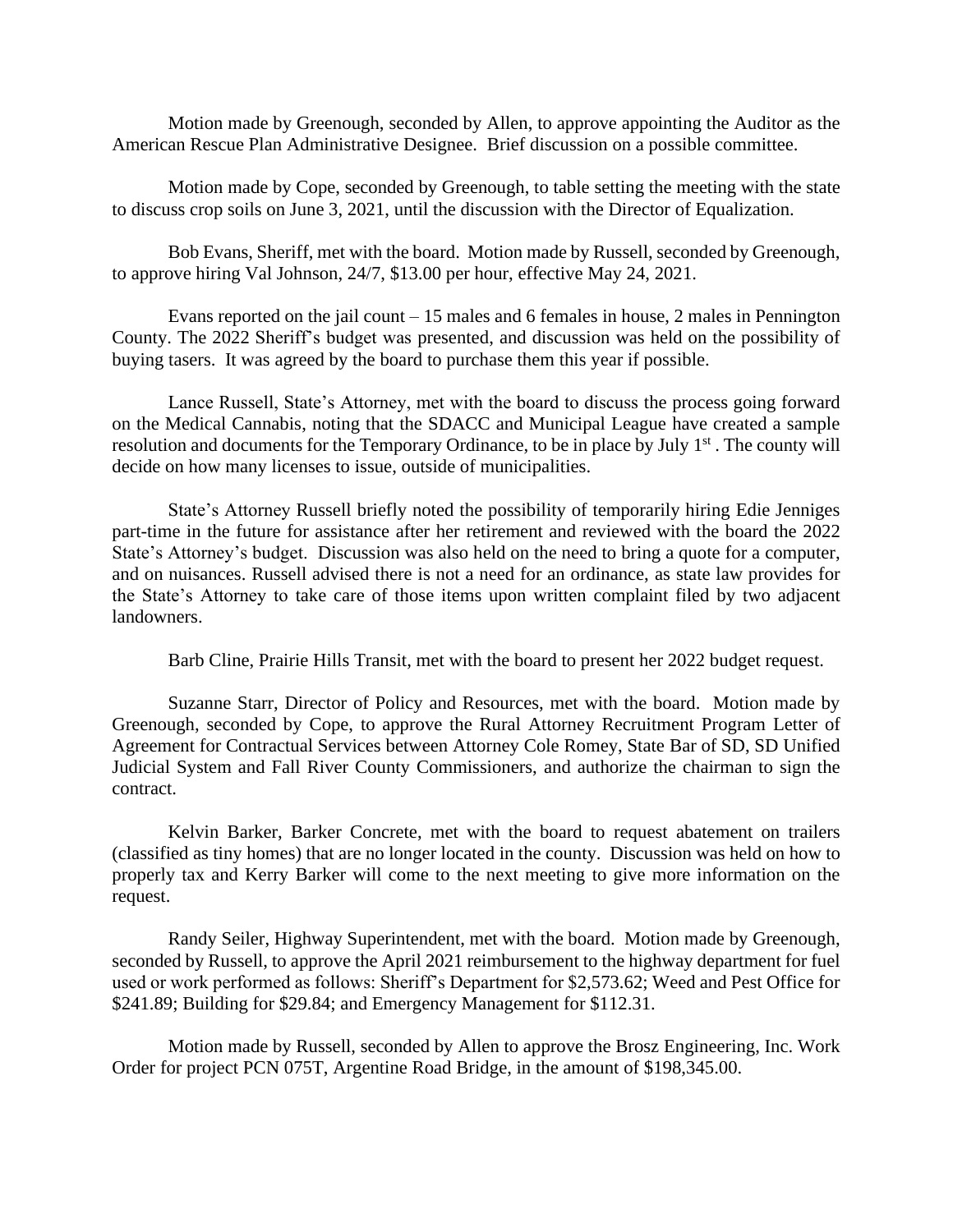Motion made by Greenough, seconded by Allen, to approve appointing the Auditor as the American Rescue Plan Administrative Designee. Brief discussion on a possible committee.

Motion made by Cope, seconded by Greenough, to table setting the meeting with the state to discuss crop soils on June 3, 2021, until the discussion with the Director of Equalization.

Bob Evans, Sheriff, met with the board. Motion made by Russell, seconded by Greenough, to approve hiring Val Johnson, 24/7, $13.00 per hour, effective May 24, 2021.

Evans reported on the jail count – 15 males and 6 females in house, 2 males in Pennington County. The 2022 Sheriff's budget was presented, and discussion was held on the possibility of buying tasers. It was agreed by the board to purchase them this year if possible.

Lance Russell, State's Attorney, met with the board to discuss the process going forward on the Medical Cannabis, noting that the SDACC and Municipal League have created a sample resolution and documents for the Temporary Ordinance, to be in place by July 1st . The county will decide on how many licenses to issue, outside of municipalities.

State's Attorney Russell briefly noted the possibility of temporarily hiring Edie Jenniges part-time in the future for assistance after her retirement and reviewed with the board the 2022 State's Attorney's budget. Discussion was also held on the need to bring a quote for a computer, and on nuisances. Russell advised there is not a need for an ordinance, as state law provides for the State's Attorney to take care of those items upon written complaint filed by two adjacent landowners.

Barb Cline, Prairie Hills Transit, met with the board to present her 2022 budget request.

Suzanne Starr, Director of Policy and Resources, met with the board. Motion made by Greenough, seconded by Cope, to approve the Rural Attorney Recruitment Program Letter of Agreement for Contractual Services between Attorney Cole Romey, State Bar of SD, SD Unified Judicial System and Fall River County Commissioners, and authorize the chairman to sign the contract.

Kelvin Barker, Barker Concrete, met with the board to request abatement on trailers (classified as tiny homes) that are no longer located in the county. Discussion was held on how to properly tax and Kerry Barker will come to the next meeting to give more information on the request.

Randy Seiler, Highway Superintendent, met with the board. Motion made by Greenough, seconded by Russell, to approve the April 2021 reimbursement to the highway department for fuel used or work performed as follows: Sheriff's Department for $2,573.62; Weed and Pest Office for $241.89; Building for $29.84; and Emergency Management for $112.31.

Motion made by Russell, seconded by Allen to approve the Brosz Engineering, Inc. Work Order for project PCN 075T, Argentine Road Bridge, in the amount of $198,345.00.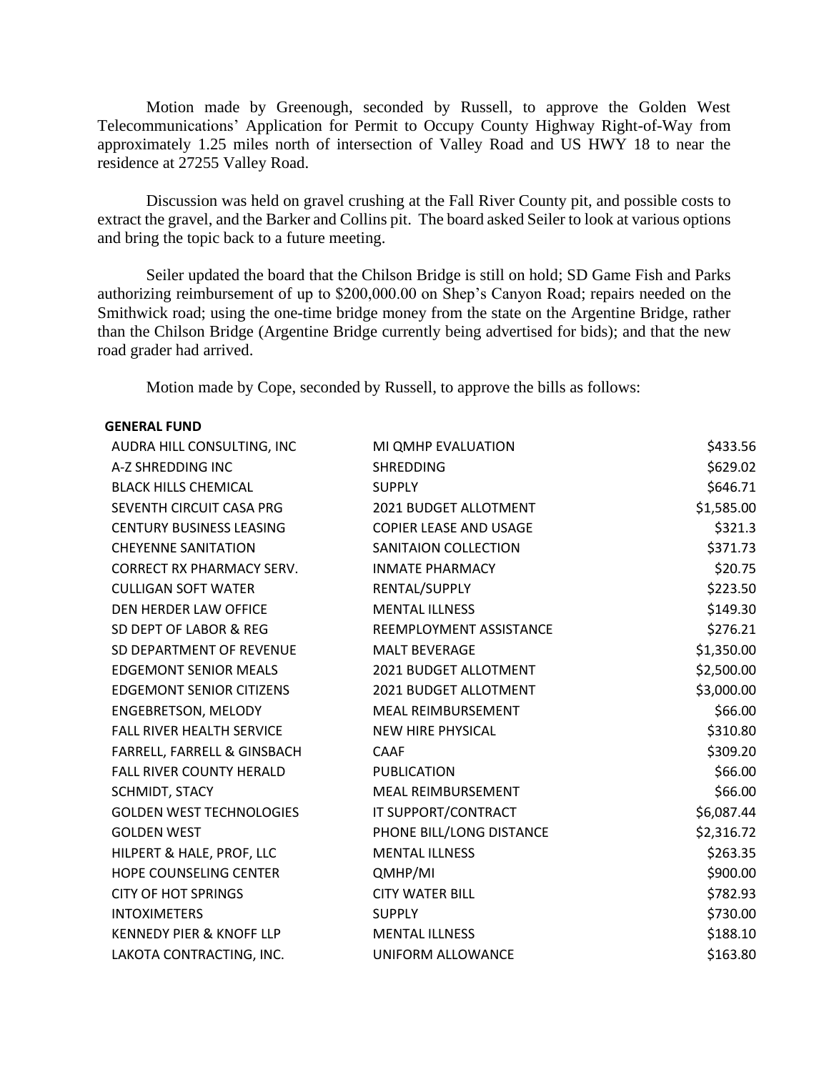Motion made by Greenough, seconded by Russell, to approve the Golden West Telecommunications' Application for Permit to Occupy County Highway Right-of-Way from approximately 1.25 miles north of intersection of Valley Road and US HWY 18 to near the residence at 27255 Valley Road.

Discussion was held on gravel crushing at the Fall River County pit, and possible costs to extract the gravel, and the Barker and Collins pit. The board asked Seiler to look at various options and bring the topic back to a future meeting.

Seiler updated the board that the Chilson Bridge is still on hold; SD Game Fish and Parks authorizing reimbursement of up to $200,000.00 on Shep's Canyon Road; repairs needed on the Smithwick road; using the one-time bridge money from the state on the Argentine Bridge, rather than the Chilson Bridge (Argentine Bridge currently being advertised for bids); and that the new road grader had arrived.

Motion made by Cope, seconded by Russell, to approve the bills as follows:

**GENERAL FUND**

| | | |
|---|---|---|
| AUDRA HILL CONSULTING, INC | MI QMHP EVALUATION | $433.56 |
| A-Z SHREDDING INC | SHREDDING | $629.02 |
| BLACK HILLS CHEMICAL | SUPPLY | $646.71 |
| SEVENTH CIRCUIT CASA PRG | 2021 BUDGET ALLOTMENT | $1,585.00 |
| CENTURY BUSINESS LEASING | COPIER LEASE AND USAGE | $321.3 |
| CHEYENNE SANITATION | SANITAION COLLECTION | $371.73 |
| CORRECT RX PHARMACY SERV. | INMATE PHARMACY | $20.75 |
| CULLIGAN SOFT WATER | RENTAL/SUPPLY | $223.50 |
| DEN HERDER LAW OFFICE | MENTAL ILLNESS | $149.30 |
| SD DEPT OF LABOR & REG | REEMPLOYMENT ASSISTANCE | $276.21 |
| SD DEPARTMENT OF REVENUE | MALT BEVERAGE | $1,350.00 |
| EDGEMONT SENIOR MEALS | 2021 BUDGET ALLOTMENT | $2,500.00 |
| EDGEMONT SENIOR CITIZENS | 2021 BUDGET ALLOTMENT | $3,000.00 |
| ENGEBRETSON, MELODY | MEAL REIMBURSEMENT | $66.00 |
| FALL RIVER HEALTH SERVICE | NEW HIRE PHYSICAL | $310.80 |
| FARRELL, FARRELL & GINSBACH | CAAF | $309.20 |
| FALL RIVER COUNTY HERALD | PUBLICATION | $66.00 |
| SCHMIDT, STACY | MEAL REIMBURSEMENT | $66.00 |
| GOLDEN WEST TECHNOLOGIES | IT SUPPORT/CONTRACT | $6,087.44 |
| GOLDEN WEST | PHONE BILL/LONG DISTANCE | $2,316.72 |
| HILPERT & HALE, PROF, LLC | MENTAL ILLNESS | $263.35 |
| HOPE COUNSELING CENTER | QMHP/MI | $900.00 |
| CITY OF HOT SPRINGS | CITY WATER BILL | $782.93 |
| INTOXIMETERS | SUPPLY | $730.00 |
| KENNEDY PIER & KNOFF LLP | MENTAL ILLNESS | $188.10 |
| LAKOTA CONTRACTING, INC. | UNIFORM ALLOWANCE | $163.80 |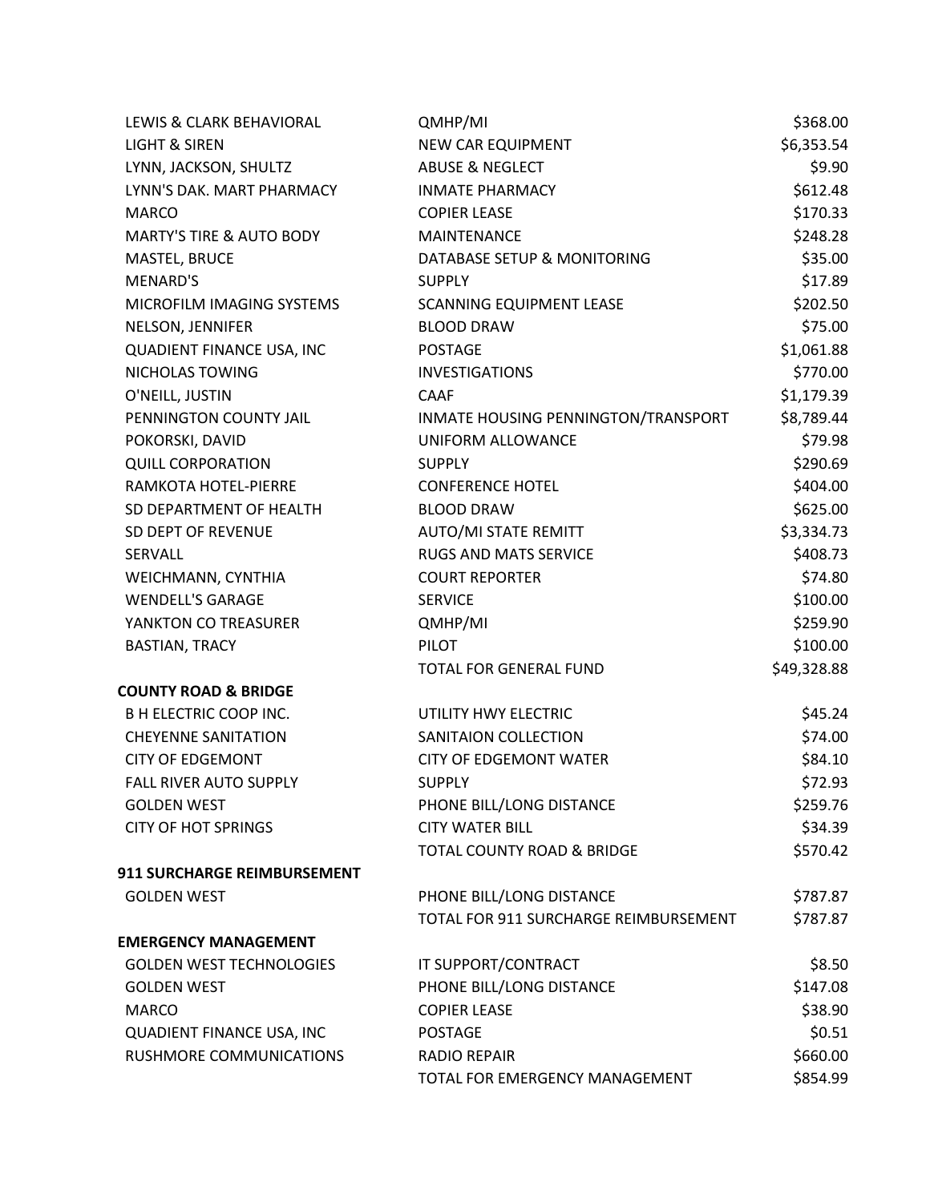| | | |
|---|---|---|
| LEWIS & CLARK BEHAVIORAL | QMHP/MI | $368.00 |
| LIGHT & SIREN | NEW CAR EQUIPMENT | $6,353.54 |
| LYNN, JACKSON, SHULTZ | ABUSE & NEGLECT | $9.90 |
| LYNN'S DAK. MART PHARMACY | INMATE PHARMACY | $612.48 |
| MARCO | COPIER LEASE | $170.33 |
| MARTY'S TIRE & AUTO BODY | MAINTENANCE | $248.28 |
| MASTEL, BRUCE | DATABASE SETUP & MONITORING | $35.00 |
| MENARD'S | SUPPLY | $17.89 |
| MICROFILM IMAGING SYSTEMS | SCANNING EQUIPMENT LEASE | $202.50 |
| NELSON, JENNIFER | BLOOD DRAW | $75.00 |
| QUADIENT FINANCE USA, INC | POSTAGE | $1,061.88 |
| NICHOLAS TOWING | INVESTIGATIONS | $770.00 |
| O'NEILL, JUSTIN | CAAF | $1,179.39 |
| PENNINGTON COUNTY JAIL | INMATE HOUSING PENNINGTON/TRANSPORT | $8,789.44 |
| POKORSKI, DAVID | UNIFORM ALLOWANCE | $79.98 |
| QUILL CORPORATION | SUPPLY | $290.69 |
| RAMKOTA HOTEL-PIERRE | CONFERENCE HOTEL | $404.00 |
| SD DEPARTMENT OF HEALTH | BLOOD DRAW | $625.00 |
| SD DEPT OF REVENUE | AUTO/MI STATE REMITT | $3,334.73 |
| SERVALL | RUGS AND MATS SERVICE | $408.73 |
| WEICHMANN, CYNTHIA | COURT REPORTER | $74.80 |
| WENDELL'S GARAGE | SERVICE | $100.00 |
| YANKTON CO TREASURER | QMHP/MI | $259.90 |
| BASTIAN, TRACY | PILOT | $100.00 |
| | TOTAL FOR GENERAL FUND | $49,328.88 |
| **COUNTY ROAD & BRIDGE** | | |
| B H ELECTRIC COOP INC. | UTILITY HWY ELECTRIC | $45.24 |
| CHEYENNE SANITATION | SANITAION COLLECTION | $74.00 |
| CITY OF EDGEMONT | CITY OF EDGEMONT WATER | $84.10 |
| FALL RIVER AUTO SUPPLY | SUPPLY | $72.93 |
| GOLDEN WEST | PHONE BILL/LONG DISTANCE | $259.76 |
| CITY OF HOT SPRINGS | CITY WATER BILL | $34.39 |
| | TOTAL COUNTY ROAD & BRIDGE | $570.42 |
| **911 SURCHARGE REIMBURSEMENT** | | |
| GOLDEN WEST | PHONE BILL/LONG DISTANCE | $787.87 |
| | TOTAL FOR 911 SURCHARGE REIMBURSEMENT | $787.87 |
| **EMERGENCY MANAGEMENT** | | |
| GOLDEN WEST TECHNOLOGIES | IT SUPPORT/CONTRACT | $8.50 |
| GOLDEN WEST | PHONE BILL/LONG DISTANCE | $147.08 |
| MARCO | COPIER LEASE | $38.90 |
| QUADIENT FINANCE USA, INC | POSTAGE | $0.51 |
| RUSHMORE COMMUNICATIONS | RADIO REPAIR | $660.00 |
| | TOTAL FOR EMERGENCY MANAGEMENT | $854.99 |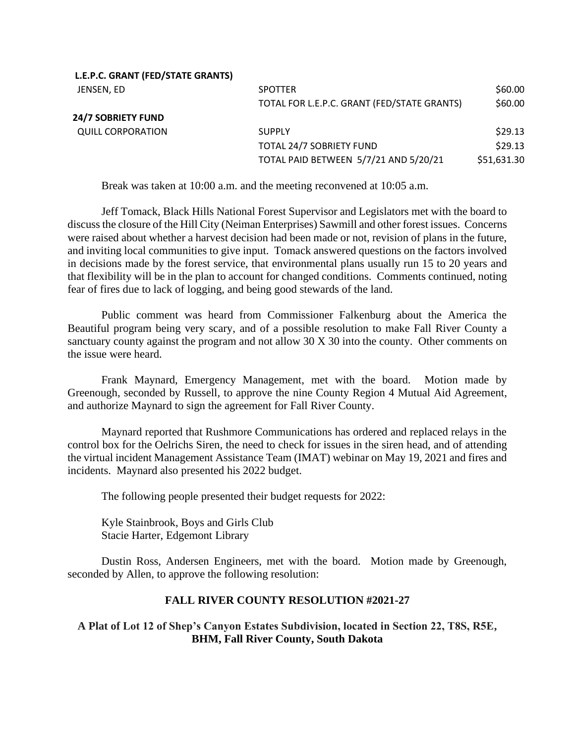| | | |
|---|---|---|
| **L.E.P.C. GRANT (FED/STATE GRANTS)** | | |
| JENSEN, ED | SPOTTER | $60.00 |
| | TOTAL FOR L.E.P.C. GRANT (FED/STATE GRANTS) | $60.00 |
| **24/7 SOBRIETY FUND** | | |
| QUILL CORPORATION | SUPPLY | $29.13 |
| | TOTAL 24/7 SOBRIETY FUND | $29.13 |
| | TOTAL PAID BETWEEN 5/7/21 AND 5/20/21 | $51,631.30 |

Break was taken at 10:00 a.m. and the meeting reconvened at 10:05 a.m.

Jeff Tomack, Black Hills National Forest Supervisor and Legislators met with the board to discuss the closure of the Hill City (Neiman Enterprises) Sawmill and other forest issues. Concerns were raised about whether a harvest decision had been made or not, revision of plans in the future, and inviting local communities to give input. Tomack answered questions on the factors involved in decisions made by the forest service, that environmental plans usually run 15 to 20 years and that flexibility will be in the plan to account for changed conditions. Comments continued, noting fear of fires due to lack of logging, and being good stewards of the land.

Public comment was heard from Commissioner Falkenburg about the America the Beautiful program being very scary, and of a possible resolution to make Fall River County a sanctuary county against the program and not allow 30 X 30 into the county. Other comments on the issue were heard.

Frank Maynard, Emergency Management, met with the board. Motion made by Greenough, seconded by Russell, to approve the nine County Region 4 Mutual Aid Agreement, and authorize Maynard to sign the agreement for Fall River County.

Maynard reported that Rushmore Communications has ordered and replaced relays in the control box for the Oelrichs Siren, the need to check for issues in the siren head, and of attending the virtual incident Management Assistance Team (IMAT) webinar on May 19, 2021 and fires and incidents. Maynard also presented his 2022 budget.

The following people presented their budget requests for 2022:

Kyle Stainbrook, Boys and Girls Club
Stacie Harter, Edgemont Library

Dustin Ross, Andersen Engineers, met with the board. Motion made by Greenough, seconded by Allen, to approve the following resolution:

**FALL RIVER COUNTY RESOLUTION #2021-27**

**A Plat of Lot 12 of Shep's Canyon Estates Subdivision, located in Section 22, T8S, R5E, BHM, Fall River County, South Dakota**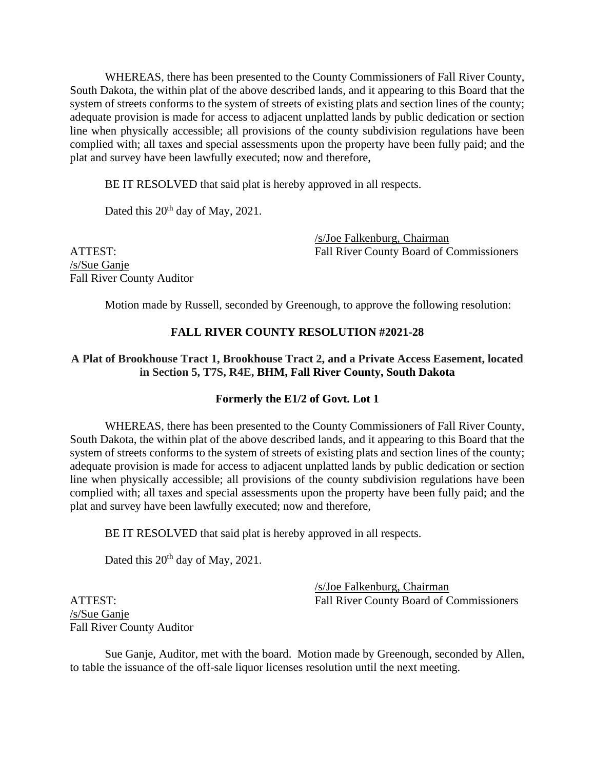WHEREAS, there has been presented to the County Commissioners of Fall River County, South Dakota, the within plat of the above described lands, and it appearing to this Board that the system of streets conforms to the system of streets of existing plats and section lines of the county; adequate provision is made for access to adjacent unplatted lands by public dedication or section line when physically accessible; all provisions of the county subdivision regulations have been complied with; all taxes and special assessments upon the property have been fully paid; and the plat and survey have been lawfully executed; now and therefore,

BE IT RESOLVED that said plat is hereby approved in all respects.

Dated this 20th day of May, 2021.

/s/Joe Falkenburg, Chairman
Fall River County Board of Commissioners

ATTEST:
/s/Sue Ganje
Fall River County Auditor

Motion made by Russell, seconded by Greenough, to approve the following resolution:

**FALL RIVER COUNTY RESOLUTION #2021-28**

**A Plat of Brookhouse Tract 1, Brookhouse Tract 2, and a Private Access Easement, located in Section 5, T7S, R4E, BHM, Fall River County, South Dakota**

**Formerly the E1/2 of Govt. Lot 1**

WHEREAS, there has been presented to the County Commissioners of Fall River County, South Dakota, the within plat of the above described lands, and it appearing to this Board that the system of streets conforms to the system of streets of existing plats and section lines of the county; adequate provision is made for access to adjacent unplatted lands by public dedication or section line when physically accessible; all provisions of the county subdivision regulations have been complied with; all taxes and special assessments upon the property have been fully paid; and the plat and survey have been lawfully executed; now and therefore,

BE IT RESOLVED that said plat is hereby approved in all respects.

Dated this 20th day of May, 2021.

/s/Joe Falkenburg, Chairman
Fall River County Board of Commissioners

ATTEST:
/s/Sue Ganje
Fall River County Auditor

Sue Ganje, Auditor, met with the board. Motion made by Greenough, seconded by Allen, to table the issuance of the off-sale liquor licenses resolution until the next meeting.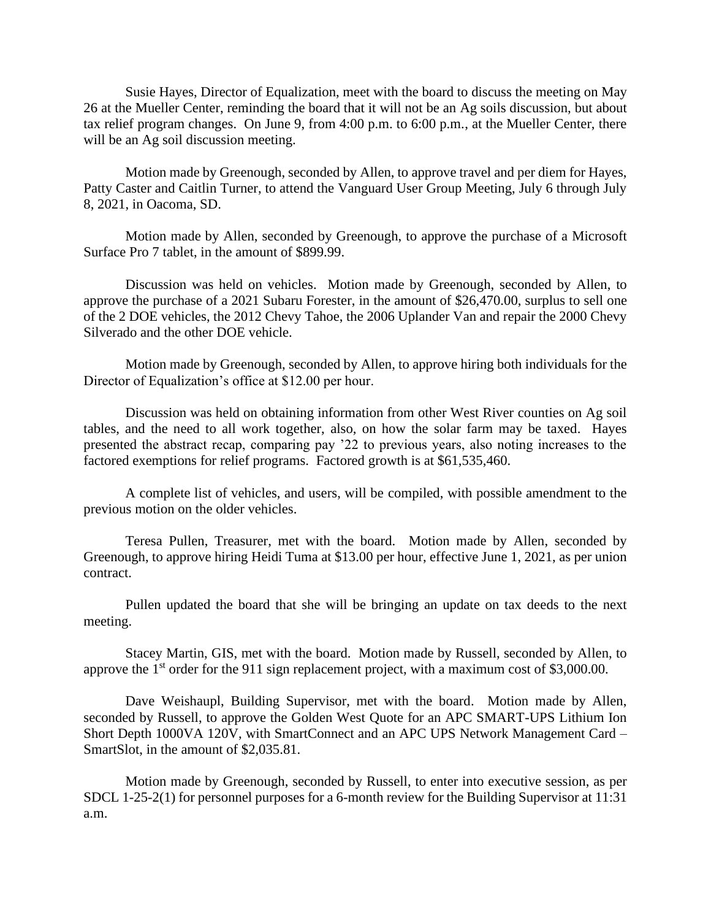Susie Hayes, Director of Equalization, meet with the board to discuss the meeting on May 26 at the Mueller Center, reminding the board that it will not be an Ag soils discussion, but about tax relief program changes. On June 9, from 4:00 p.m. to 6:00 p.m., at the Mueller Center, there will be an Ag soil discussion meeting.

Motion made by Greenough, seconded by Allen, to approve travel and per diem for Hayes, Patty Caster and Caitlin Turner, to attend the Vanguard User Group Meeting, July 6 through July 8, 2021, in Oacoma, SD.

Motion made by Allen, seconded by Greenough, to approve the purchase of a Microsoft Surface Pro 7 tablet, in the amount of $899.99.

Discussion was held on vehicles. Motion made by Greenough, seconded by Allen, to approve the purchase of a 2021 Subaru Forester, in the amount of $26,470.00, surplus to sell one of the 2 DOE vehicles, the 2012 Chevy Tahoe, the 2006 Uplander Van and repair the 2000 Chevy Silverado and the other DOE vehicle.

Motion made by Greenough, seconded by Allen, to approve hiring both individuals for the Director of Equalization's office at $12.00 per hour.

Discussion was held on obtaining information from other West River counties on Ag soil tables, and the need to all work together, also, on how the solar farm may be taxed. Hayes presented the abstract recap, comparing pay '22 to previous years, also noting increases to the factored exemptions for relief programs. Factored growth is at $61,535,460.

A complete list of vehicles, and users, will be compiled, with possible amendment to the previous motion on the older vehicles.

Teresa Pullen, Treasurer, met with the board. Motion made by Allen, seconded by Greenough, to approve hiring Heidi Tuma at $13.00 per hour, effective June 1, 2021, as per union contract.

Pullen updated the board that she will be bringing an update on tax deeds to the next meeting.

Stacey Martin, GIS, met with the board. Motion made by Russell, seconded by Allen, to approve the 1st order for the 911 sign replacement project, with a maximum cost of $3,000.00.

Dave Weishaupl, Building Supervisor, met with the board. Motion made by Allen, seconded by Russell, to approve the Golden West Quote for an APC SMART-UPS Lithium Ion Short Depth 1000VA 120V, with SmartConnect and an APC UPS Network Management Card – SmartSlot, in the amount of $2,035.81.

Motion made by Greenough, seconded by Russell, to enter into executive session, as per SDCL 1-25-2(1) for personnel purposes for a 6-month review for the Building Supervisor at 11:31 a.m.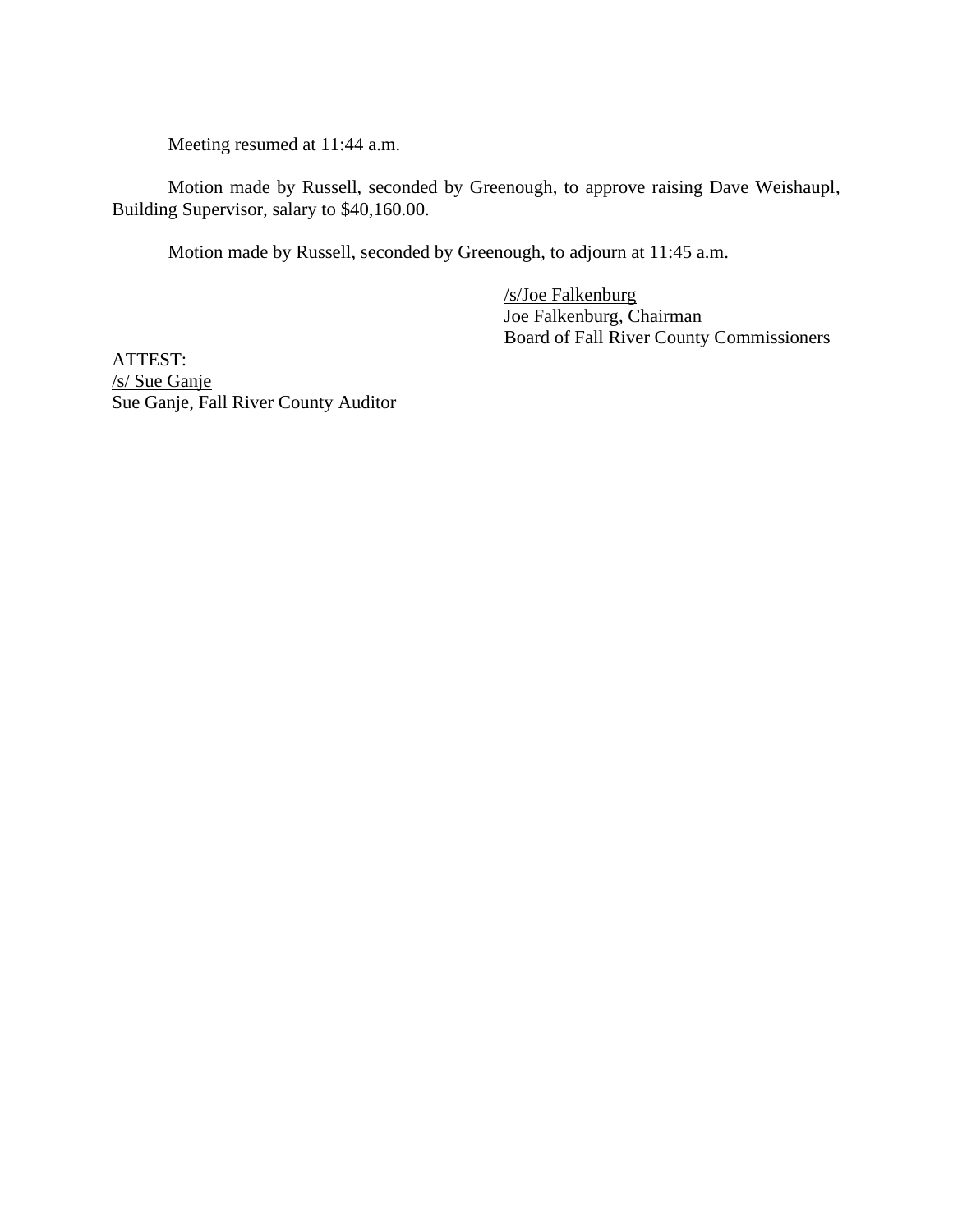Meeting resumed at 11:44 a.m.

Motion made by Russell, seconded by Greenough, to approve raising Dave Weishaupl, Building Supervisor, salary to $40,160.00.

Motion made by Russell, seconded by Greenough, to adjourn at 11:45 a.m.

/s/Joe Falkenburg
Joe Falkenburg, Chairman
Board of Fall River County Commissioners

ATTEST:
/s/ Sue Ganje
Sue Ganje, Fall River County Auditor